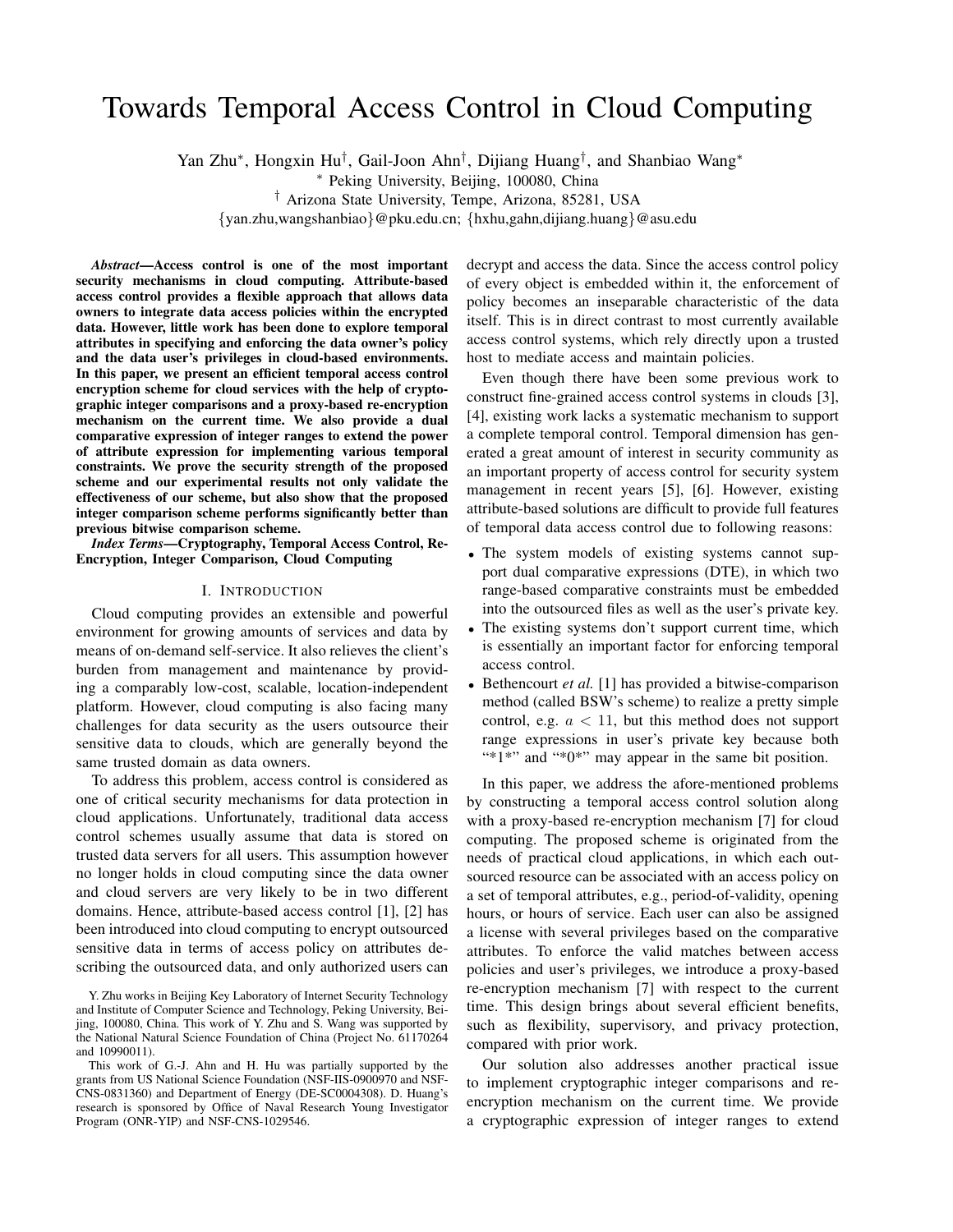# Towards Temporal Access Control in Cloud Computing

Yan Zhu*, Hongxin Hu†, Gail-Joon Ahn†, Dijiang Huang†, and Shanbiao Wang*

* Peking University, Beijing, 100080, China

† Arizona State University, Tempe, Arizona, 85281, USA

{yan.zhu,wangshanbiao}@pku.edu.cn; {hxhu,gahn,dijiang.huang}@asu.edu

***Abstract*—Access control is one of the most important security mechanisms in cloud computing. Attribute-based access control provides a flexible approach that allows data owners to integrate data access policies within the encrypted data. However, little work has been done to explore temporal attributes in specifying and enforcing the data owner's policy and the data user's privileges in cloud-based environments. In this paper, we present an efficient temporal access control encryption scheme for cloud services with the help of cryptographic integer comparisons and a proxy-based re-encryption mechanism on the current time. We also provide a dual comparative expression of integer ranges to extend the power of attribute expression for implementing various temporal constraints. We prove the security strength of the proposed scheme and our experimental results not only validate the effectiveness of our scheme, but also show that the proposed integer comparison scheme performs significantly better than previous bitwise comparison scheme.**

***Index Terms*—Cryptography, Temporal Access Control, Re-Encryption, Integer Comparison, Cloud Computing**

## I. Introduction

Cloud computing provides an extensible and powerful environment for growing amounts of services and data by means of on-demand self-service. It also relieves the client's burden from management and maintenance by providing a comparably low-cost, scalable, location-independent platform. However, cloud computing is also facing many challenges for data security as the users outsource their sensitive data to clouds, which are generally beyond the same trusted domain as data owners.

To address this problem, access control is considered as one of critical security mechanisms for data protection in cloud applications. Unfortunately, traditional data access control schemes usually assume that data is stored on trusted data servers for all users. This assumption however no longer holds in cloud computing since the data owner and cloud servers are very likely to be in two different domains. Hence, attribute-based access control [1], [2] has been introduced into cloud computing to encrypt outsourced sensitive data in terms of access policy on attributes describing the outsourced data, and only authorized users can decrypt and access the data. Since the access control policy of every object is embedded within it, the enforcement of policy becomes an inseparable characteristic of the data itself. This is in direct contrast to most currently available access control systems, which rely directly upon a trusted host to mediate access and maintain policies.

Even though there have been some previous work to construct fine-grained access control systems in clouds [3], [4], existing work lacks a systematic mechanism to support a complete temporal control. Temporal dimension has generated a great amount of interest in security community as an important property of access control for security system management in recent years [5], [6]. However, existing attribute-based solutions are difficult to provide full features of temporal data access control due to following reasons:

- The system models of existing systems cannot support dual comparative expressions (DTE), in which two range-based comparative constraints must be embedded into the outsourced files as well as the user's private key.
- The existing systems don't support current time, which is essentially an important factor for enforcing temporal access control.
- Bethencourt *et al.* [1] has provided a bitwise-comparison method (called BSW's scheme) to realize a pretty simple control, e.g. $a < 11$, but this method does not support range expressions in user's private key because both "*1*" and "*0*" may appear in the same bit position.

In this paper, we address the afore-mentioned problems by constructing a temporal access control solution along with a proxy-based re-encryption mechanism [7] for cloud computing. The proposed scheme is originated from the needs of practical cloud applications, in which each outsourced resource can be associated with an access policy on a set of temporal attributes, e.g., period-of-validity, opening hours, or hours of service. Each user can also be assigned a license with several privileges based on the comparative attributes. To enforce the valid matches between access policies and user's privileges, we introduce a proxy-based re-encryption mechanism [7] with respect to the current time. This design brings about several efficient benefits, such as flexibility, supervisory, and privacy protection, compared with prior work.

Our solution also addresses another practical issue to implement cryptographic integer comparisons and re-encryption mechanism on the current time. We provide a cryptographic expression of integer ranges to extend

Y. Zhu works in Beijing Key Laboratory of Internet Security Technology and Institute of Computer Science and Technology, Peking University, Beijing, 100080, China. This work of Y. Zhu and S. Wang was supported by the National Natural Science Foundation of China (Project No. 61170264 and 10990011).

This work of G.-J. Ahn and H. Hu was partially supported by the grants from US National Science Foundation (NSF-IIS-0900970 and NSF-CNS-0831360) and Department of Energy (DE-SC0004308). D. Huang's research is sponsored by Office of Naval Research Young Investigator Program (ONR-YIP) and NSF-CNS-1029546.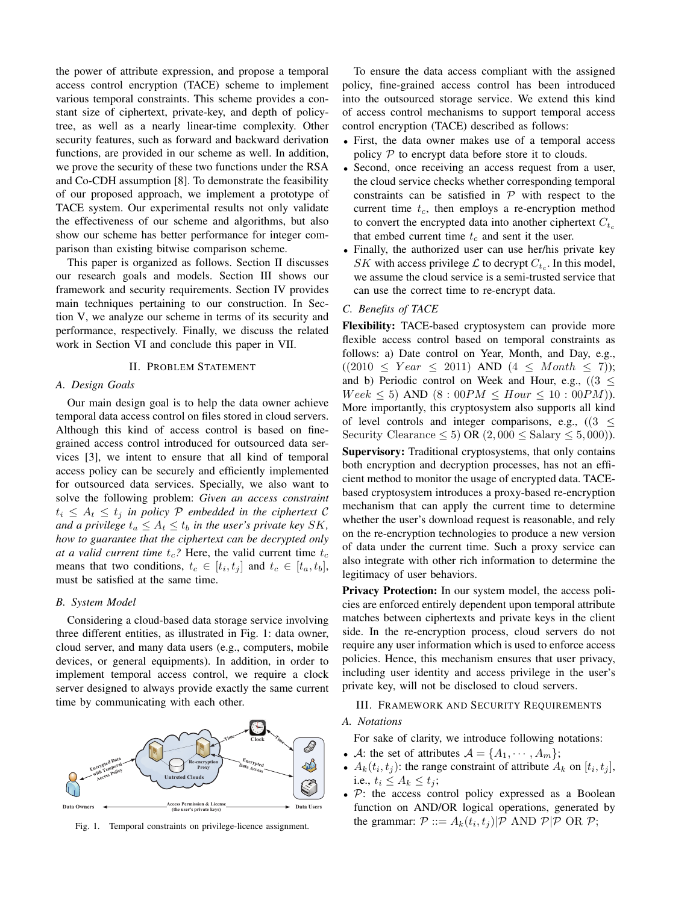the power of attribute expression, and propose a temporal access control encryption (TACE) scheme to implement various temporal constraints. This scheme provides a constant size of ciphertext, private-key, and depth of policy-tree, as well as a nearly linear-time complexity. Other security features, such as forward and backward derivation functions, are provided in our scheme as well. In addition, we prove the security of these two functions under the RSA and Co-CDH assumption [8]. To demonstrate the feasibility of our proposed approach, we implement a prototype of TACE system. Our experimental results not only validate the effectiveness of our scheme and algorithms, but also show our scheme has better performance for integer comparison than existing bitwise comparison scheme.

This paper is organized as follows. Section II discusses our research goals and models. Section III shows our framework and security requirements. Section IV provides main techniques pertaining to our construction. In Section V, we analyze our scheme in terms of its security and performance, respectively. Finally, we discuss the related work in Section VI and conclude this paper in VII.

## II. Problem Statement

### A. Design Goals

Our main design goal is to help the data owner achieve temporal data access control on files stored in cloud servers. Although this kind of access control is based on fine-grained access control introduced for outsourced data services [3], we intent to ensure that all kind of temporal access policy can be securely and efficiently implemented for outsourced data services. Specially, we also want to solve the following problem: *Given an access constraint $t_i \le A_t \le t_j$ in policy $\mathcal{P}$ embedded in the ciphertext $\mathcal{C}$ and a privilege $t_a \le A_t \le t_b$ in the user's private key $SK$, how to guarantee that the ciphertext can be decrypted only at a valid current time $t_c$?* Here, the valid current time $t_c$ means that two conditions, $t_c \in [t_i, t_j]$ and $t_c \in [t_a, t_b]$, must be satisfied at the same time.

### B. System Model

Considering a cloud-based data storage service involving three different entities, as illustrated in Fig. 1: data owner, cloud server, and many data users (e.g., computers, mobile devices, or general equipments). In addition, in order to implement temporal access control, we require a clock server designed to always provide exactly the same current time by communicating with each other.

Fig. 1. Temporal constraints on privilege-licence assignment.

To ensure the data access compliant with the assigned policy, fine-grained access control has been introduced into the outsourced storage service. We extend this kind of access control mechanisms to support temporal access control encryption (TACE) described as follows:

- First, the data owner makes use of a temporal access policy $\mathcal{P}$ to encrypt data before store it to clouds.
- Second, once receiving an access request from a user, the cloud service checks whether corresponding temporal constraints can be satisfied in $\mathcal{P}$ with respect to the current time $t_c$, then employs a re-encryption method to convert the encrypted data into another ciphertext $C_{t_c}$ that embed current time $t_c$ and sent it the user.
- Finally, the authorized user can use her/his private key $SK$ with access privilege $\mathcal{L}$ to decrypt $C_{t_c}$. In this model, we assume the cloud service is a semi-trusted service that can use the correct time to re-encrypt data.

### C. Benefits of TACE

**Flexibility:** TACE-based cryptosystem can provide more flexible access control based on temporal constraints as follows: a) Date control on Year, Month, and Day, e.g., $((2010 \le Year \le 2011)$ AND $(4 \le Month \le 7))$; and b) Periodic control on Week and Hour, e.g., $((3 \le Week \le 5)$ AND $(8:00PM \le Hour \le 10:00PM))$. More importantly, this cryptosystem also supports all kind of level controls and integer comparisons, e.g., $((3 \le \text{Security Clearance} \le 5)$ OR $(2,000 \le \text{Salary} \le 5,000))$.

**Supervisory:** Traditional cryptosystems, that only contains both encryption and decryption processes, has not an efficient method to monitor the usage of encrypted data. TACE-based cryptosystem introduces a proxy-based re-encryption mechanism that can apply the current time to determine whether the user's download request is reasonable, and rely on the re-encryption technologies to produce a new version of data under the current time. Such a proxy service can also integrate with other rich information to determine the legitimacy of user behaviors.

**Privacy Protection:** In our system model, the access policies are enforced entirely dependent upon temporal attribute matches between ciphertexts and private keys in the client side. In the re-encryption process, cloud servers do not require any user information which is used to enforce access policies. Hence, this mechanism ensures that user privacy, including user identity and access privilege in the user's private key, will not be disclosed to cloud servers.

## III. Framework and Security Requirements

### A. Notations

For sake of clarity, we introduce following notations:

- $\mathcal{A}$: the set of attributes $\mathcal{A} = \{A_1, \cdots, A_m\}$;
- $A_k(t_i, t_j)$: the range constraint of attribute $A_k$ on $[t_i, t_j]$, i.e., $t_i \le A_k \le t_j$;
- $\mathcal{P}$: the access control policy expressed as a Boolean function on AND/OR logical operations, generated by the grammar: $\mathcal{P} ::= A_k(t_i, t_j) | \mathcal{P}$ AND $\mathcal{P} | \mathcal{P}$ OR $\mathcal{P}$;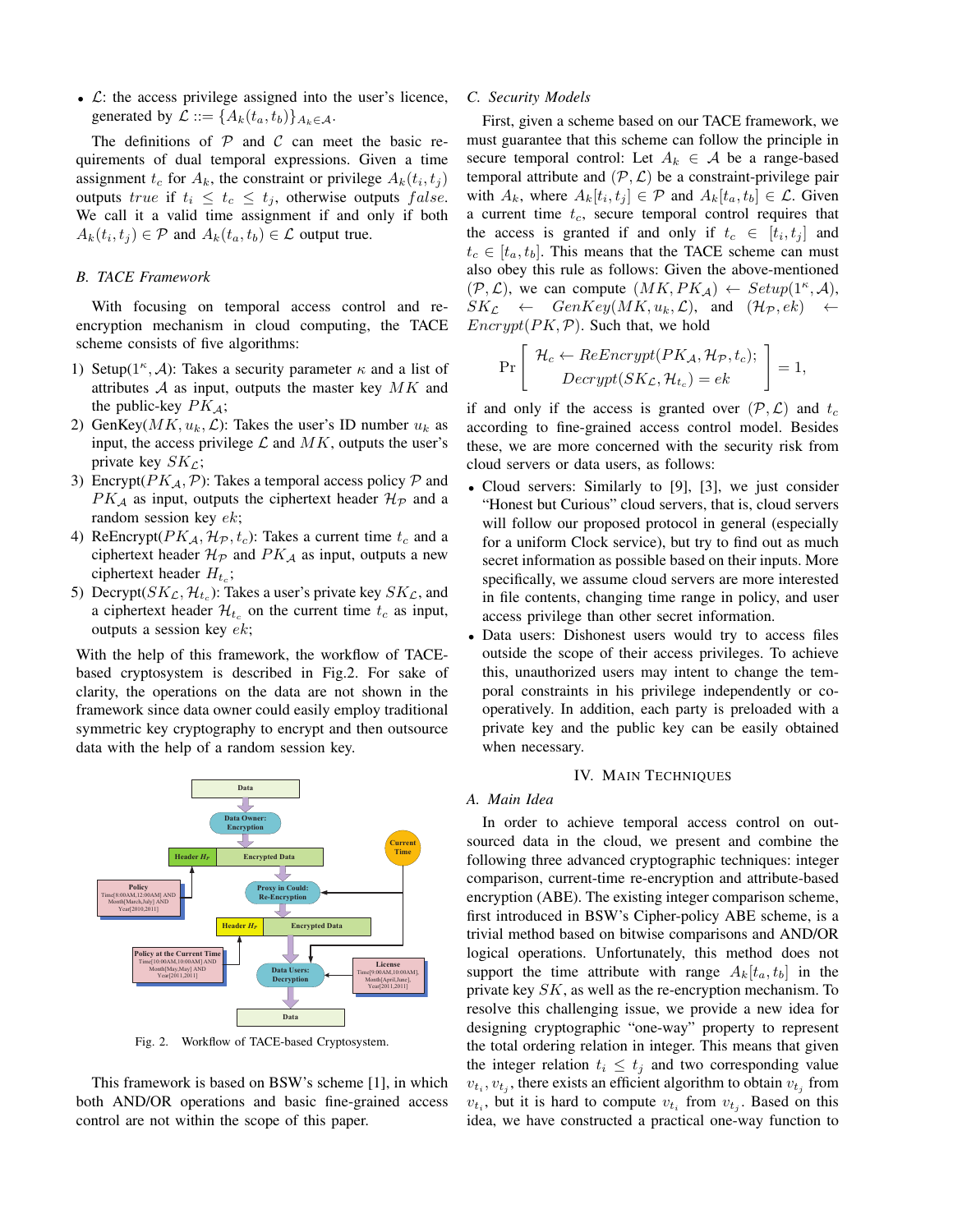- $\mathcal{L}$: the access privilege assigned into the user's licence, generated by $\mathcal{L} ::= \{A_k(t_a, t_b)\}_{A_k \in \mathcal{A}}$.

The definitions of $\mathcal{P}$ and $\mathcal{C}$ can meet the basic requirements of dual temporal expressions. Given a time assignment $t_c$ for $A_k$, the constraint or privilege $A_k(t_i, t_j)$ outputs $true$ if $t_i \leq t_c \leq t_j$, otherwise outputs $false$. We call it a valid time assignment if and only if both $A_k(t_i, t_j) \in \mathcal{P}$ and $A_k(t_a, t_b) \in \mathcal{L}$ output true.

### B. TACE Framework

With focusing on temporal access control and re-encryption mechanism in cloud computing, the TACE scheme consists of five algorithms:

1) Setup$(1^\kappa, \mathcal{A})$: Takes a security parameter $\kappa$ and a list of attributes $\mathcal{A}$ as input, outputs the master key $MK$ and the public-key $PK_\mathcal{A}$;
2) GenKey$(MK, u_k, \mathcal{L})$: Takes the user's ID number $u_k$ as input, the access privilege $\mathcal{L}$ and $MK$, outputs the user's private key $SK_\mathcal{L}$;
3) Encrypt$(PK_\mathcal{A}, \mathcal{P})$: Takes a temporal access policy $\mathcal{P}$ and $PK_\mathcal{A}$ as input, outputs the ciphertext header $\mathcal{H}_\mathcal{P}$ and a random session key $ek$;
4) ReEncrypt$(PK_\mathcal{A}, \mathcal{H}_\mathcal{P}, t_c)$: Takes a current time $t_c$ and a ciphertext header $\mathcal{H}_\mathcal{P}$ and $PK_\mathcal{A}$ as input, outputs a new ciphertext header $H_{t_c}$;
5) Decrypt$(SK_\mathcal{L}, \mathcal{H}_{t_c})$: Takes a user's private key $SK_\mathcal{L}$, and a ciphertext header $\mathcal{H}_{t_c}$ on the current time $t_c$ as input, outputs a session key $ek$;

With the help of this framework, the workflow of TACE-based cryptosystem is described in Fig.2. For sake of clarity, the operations on the data are not shown in the framework since data owner could easily employ traditional symmetric key cryptography to encrypt and then outsource data with the help of a random session key.

Fig. 2. Workflow of TACE-based Cryptosystem.

This framework is based on BSW's scheme [1], in which both AND/OR operations and basic fine-grained access control are not within the scope of this paper.

### C. Security Models

First, given a scheme based on our TACE framework, we must guarantee that this scheme can follow the principle in secure temporal control: Let $A_k \in \mathcal{A}$ be a range-based temporal attribute and $(\mathcal{P}, \mathcal{L})$ be a constraint-privilege pair with $A_k$, where $A_k[t_i, t_j] \in \mathcal{P}$ and $A_k[t_a, t_b] \in \mathcal{L}$. Given a current time $t_c$, secure temporal control requires that the access is granted if and only if $t_c \in [t_i, t_j]$ and $t_c \in [t_a, t_b]$. This means that the TACE scheme can must also obey this rule as follows: Given the above-mentioned $(\mathcal{P}, \mathcal{L})$, we can compute $(MK, PK_\mathcal{A}) \leftarrow Setup(1^\kappa, \mathcal{A})$, $SK_\mathcal{L} \leftarrow GenKey(MK, u_k, \mathcal{L})$, and $(\mathcal{H}_\mathcal{P}, ek) \leftarrow Encrypt(PK, \mathcal{P})$. Such that, we hold

$$\Pr\left[\begin{array}{c} \mathcal{H}_c \leftarrow ReEncrypt(PK_\mathcal{A}, \mathcal{H}_\mathcal{P}, t_c); \\ Decrypt(SK_\mathcal{L}, \mathcal{H}_{t_c}) = ek \end{array}\right] = 1,$$

if and only if the access is granted over $(\mathcal{P}, \mathcal{L})$ and $t_c$ according to fine-grained access control model. Besides these, we are more concerned with the security risk from cloud servers or data users, as follows:

- Cloud servers: Similarly to [9], [3], we just consider "Honest but Curious" cloud servers, that is, cloud servers will follow our proposed protocol in general (especially for a uniform Clock service), but try to find out as much secret information as possible based on their inputs. More specifically, we assume cloud servers are more interested in file contents, changing time range in policy, and user access privilege than other secret information.
- Data users: Dishonest users would try to access files outside the scope of their access privileges. To achieve this, unauthorized users may intent to change the temporal constraints in his privilege independently or cooperatively. In addition, each party is preloaded with a private key and the public key can be easily obtained when necessary.

## IV. Main Techniques

### A. Main Idea

In order to achieve temporal access control on outsourced data in the cloud, we present and combine the following three advanced cryptographic techniques: integer comparison, current-time re-encryption and attribute-based encryption (ABE). The existing integer comparison scheme, first introduced in BSW's Cipher-policy ABE scheme, is a trivial method based on bitwise comparisons and AND/OR logical operations. Unfortunately, this method does not support the time attribute with range $A_k[t_a, t_b]$ in the private key $SK$, as well as the re-encryption mechanism. To resolve this challenging issue, we provide a new idea for designing cryptographic "one-way" property to represent the total ordering relation in integer. This means that given the integer relation $t_i \leq t_j$ and two corresponding value $v_{t_i}, v_{t_j}$, there exists an efficient algorithm to obtain $v_{t_j}$ from $v_{t_i}$, but it is hard to compute $v_{t_i}$ from $v_{t_j}$. Based on this idea, we have constructed a practical one-way function to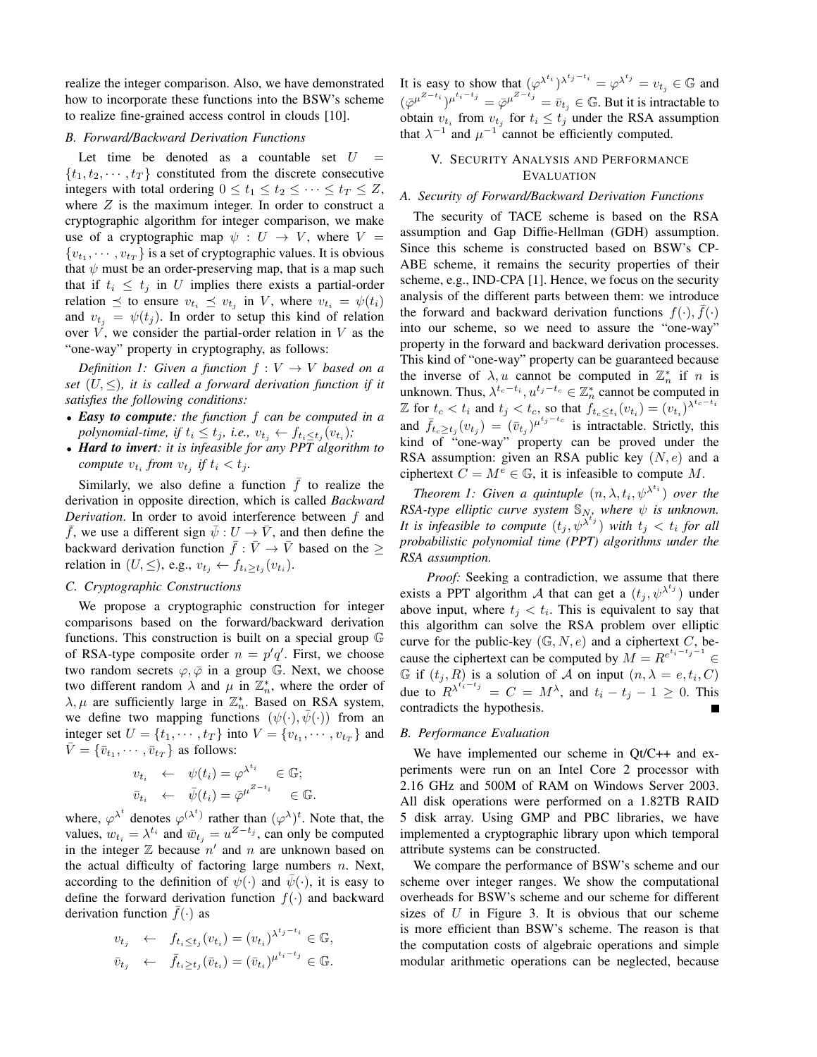realize the integer comparison. Also, we have demonstrated how to incorporate these functions into the BSW's scheme to realize fine-grained access control in clouds [10].

### B. Forward/Backward Derivation Functions

Let time be denoted as a countable set $U = \{t_1, t_2, \cdots, t_T\}$ constituted from the discrete consecutive integers with total ordering $0 \le t_1 \le t_2 \le \cdots \le t_T \le Z$, where $Z$ is the maximum integer. In order to construct a cryptographic algorithm for integer comparison, we make use of a cryptographic map $\psi : U \to V$, where $V = \{v_{t_1}, \cdots, v_{t_T}\}$ is a set of cryptographic values. It is obvious that $\psi$ must be an order-preserving map, that is a map such that if $t_i \le t_j$ in $U$ implies there exists a partial-order relation $\preceq$ to ensure $v_{t_i} \preceq v_{t_j}$ in $V$, where $v_{t_i} = \psi(t_i)$ and $v_{t_j} = \psi(t_j)$. In order to setup this kind of relation over $V$, we consider the partial-order relation in $V$ as the "one-way" property in cryptography, as follows:

*Definition 1: Given a function $f : V \to V$ based on a set $(U, \le)$, it is called a forward derivation function if it satisfies the following conditions:*

- ***Easy to compute**: the function $f$ can be computed in a polynomial-time, if $t_i \le t_j$, i.e., $v_{t_j} \leftarrow f_{t_i \le t_j}(v_{t_i})$;*
- ***Hard to invert**: it is infeasible for any PPT algorithm to compute $v_{t_i}$ from $v_{t_j}$ if $t_i < t_j$.*

Similarly, we also define a function $\bar{f}$ to realize the derivation in opposite direction, which is called *Backward Derivation*. In order to avoid interference between $f$ and $\bar{f}$, we use a different sign $\bar{\psi} : U \to \bar{V}$, and then define the backward derivation function $\bar{f} : \bar{V} \to \bar{V}$ based on the $\ge$ relation in $(U, \le)$, e.g., $v_{t_j} \leftarrow f_{t_i \ge t_j}(v_{t_i})$.

### C. Cryptographic Constructions

We propose a cryptographic construction for integer comparisons based on the forward/backward derivation functions. This construction is built on a special group $\mathbb{G}$ of RSA-type composite order $n = p'q'$. First, we choose two random secrets $\varphi, \bar{\varphi}$ in a group $\mathbb{G}$. Next, we choose two different random $\lambda$ and $\mu$ in $\mathbb{Z}_n^*$, where the order of $\lambda, \mu$ are sufficiently large in $\mathbb{Z}_n^*$. Based on RSA system, we define two mapping functions $(\psi(\cdot), \bar{\psi}(\cdot))$ from an integer set $U = \{t_1, \cdots, t_T\}$ into $V = \{v_{t_1}, \cdots, v_{t_T}\}$ and $\bar{V} = \{\bar{v}_{t_1}, \cdots, \bar{v}_{t_T}\}$ as follows:

$$
\begin{aligned}
v_{t_i} &\leftarrow \psi(t_i) = \varphi^{\lambda^{t_i}} \in \mathbb{G}; \\
\bar{v}_{t_i} &\leftarrow \bar{\psi}(t_i) = \bar{\varphi}^{\mu^{Z-t_i}} \in \mathbb{G}.
\end{aligned}
$$

where, $\varphi^{\lambda^t}$ denotes $\varphi^{(\lambda^t)}$ rather than $(\varphi^{\lambda})^t$. Note that, the values, $w_{t_i} = \lambda^{t_i}$ and $\bar{w}_{t_j} = u^{Z-t_j}$, can only be computed in the integer $\mathbb{Z}$ because $n'$ and $n$ are unknown based on the actual difficulty of factoring large numbers $n$. Next, according to the definition of $\psi(\cdot)$ and $\bar{\psi}(\cdot)$, it is easy to define the forward derivation function $f(\cdot)$ and backward derivation function $\bar{f}(\cdot)$ as

$$
\begin{aligned}
v_{t_j} &\leftarrow f_{t_i \le t_j}(v_{t_i}) = (v_{t_i})^{\lambda^{t_j - t_i}} \in \mathbb{G}, \\
\bar{v}_{t_j} &\leftarrow \bar{f}_{t_i \ge t_j}(\bar{v}_{t_i}) = (\bar{v}_{t_i})^{\mu^{t_i - t_j}} \in \mathbb{G}.
\end{aligned}
$$

It is easy to show that $(\varphi^{\lambda^{t_i}})^{\lambda^{t_j - t_i}} = \varphi^{\lambda^{t_j}} = v_{t_j} \in \mathbb{G}$ and $(\bar{\varphi}^{\mu^{Z-t_i}})^{\mu^{t_i - t_j}} = \bar{\varphi}^{\mu^{Z-t_j}} = \bar{v}_{t_j} \in \mathbb{G}$. But it is intractable to obtain $v_{t_i}$ from $v_{t_j}$ for $t_i \le t_j$ under the RSA assumption that $\lambda^{-1}$ and $\mu^{-1}$ cannot be efficiently computed.

## V. Security Analysis and Performance Evaluation

### A. Security of Forward/Backward Derivation Functions

The security of TACE scheme is based on the RSA assumption and Gap Diffie-Hellman (GDH) assumption. Since this scheme is constructed based on BSW's CP-ABE scheme, it remains the security properties of their scheme, e.g., IND-CPA [1]. Hence, we focus on the security analysis of the different parts between them: we introduce the forward and backward derivation functions $f(\cdot), \bar{f}(\cdot)$ into our scheme, so we need to assure the "one-way" property in the forward and backward derivation processes. This kind of "one-way" property can be guaranteed because the inverse of $\lambda, u$ cannot be computed in $\mathbb{Z}_n^*$ if $n$ is unknown. Thus, $\lambda^{t_c - t_i}, u^{t_j - t_c} \in \mathbb{Z}_n^*$ cannot be computed in $\mathbb{Z}$ for $t_c < t_i$ and $t_j < t_c$, so that $f_{t_c \le t_i}(v_{t_i}) = (v_{t_i})^{\lambda^{t_c - t_i}}$ and $\bar{f}_{t_c \ge t_j}(v_{t_j}) = (\bar{v}_{t_j})^{\mu^{t_j - t_c}}$ is intractable. Strictly, this kind of "one-way" property can be proved under the RSA assumption: given an RSA public key $(N, e)$ and a ciphertext $C = M^e \in \mathbb{G}$, it is infeasible to compute $M$.

*Theorem 1: Given a quintuple $(n, \lambda, t_i, \psi^{\lambda^{t_i}})$ over the RSA-type elliptic curve system $\mathbb{S}_N$, where $\psi$ is unknown. It is infeasible to compute $(t_j, \psi^{\lambda^{t_j}})$ with $t_j < t_i$ for all probabilistic polynomial time (PPT) algorithms under the RSA assumption.*

*Proof:* Seeking a contradiction, we assume that there exists a PPT algorithm $\mathcal{A}$ that can get a $(t_j, \psi^{\lambda^{t_j}})$ under above input, where $t_j < t_i$. This is equivalent to say that this algorithm can solve the RSA problem over elliptic curve for the public-key $(\mathbb{G}, N, e)$ and a ciphertext $C$, because the ciphertext can be computed by $M = R^{e^{t_i - t_j - 1}} \in \mathbb{G}$ if $(t_j, R)$ is a solution of $\mathcal{A}$ on input $(n, \lambda = e, t_i, C)$ due to $R^{\lambda^{t_i - t_j}} = C = M^{\lambda}$, and $t_i - t_j - 1 \ge 0$. This contradicts the hypothesis. ∎

### B. Performance Evaluation

We have implemented our scheme in Qt/C++ and experiments were run on an Intel Core 2 processor with 2.16 GHz and 500M of RAM on Windows Server 2003. All disk operations were performed on a 1.82TB RAID 5 disk array. Using GMP and PBC libraries, we have implemented a cryptographic library upon which temporal attribute systems can be constructed.

We compare the performance of BSW's scheme and our scheme over integer ranges. We show the computational overheads for BSW's scheme and our scheme for different sizes of $U$ in Figure 3. It is obvious that our scheme is more efficient than BSW's scheme. The reason is that the computation costs of algebraic operations and simple modular arithmetic operations can be neglected, because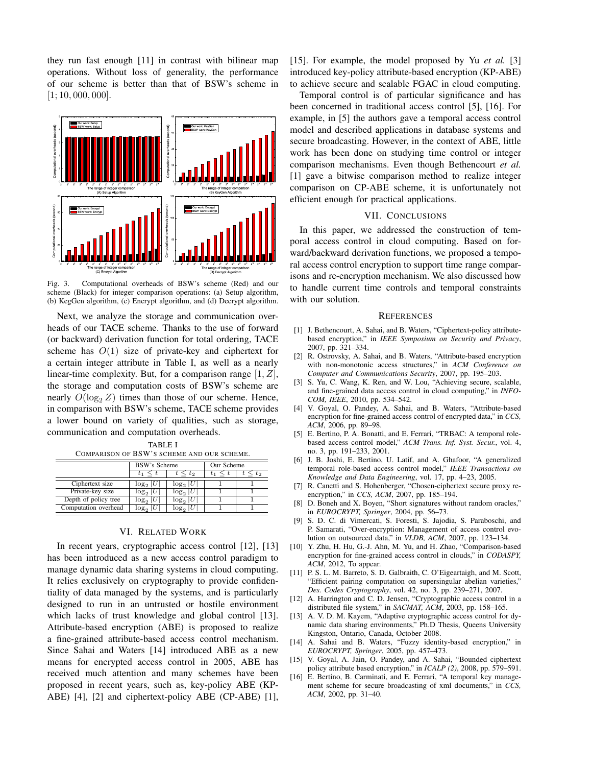they run fast enough [11] in contrast with bilinear map operations. Without loss of generality, the performance of our scheme is better than that of BSW's scheme in $[1; 10, 000, 000]$.

Fig. 3. Computational overheads of BSW's scheme (Red) and our scheme (Black) for integer comparison operations: (a) Setup algorithm, (b) KegGen algorithm, (c) Encrypt algorithm, and (d) Decrypt algorithm.

Next, we analyze the storage and communication overheads of our TACE scheme. Thanks to the use of forward (or backward) derivation function for total ordering, TACE scheme has $O(1)$ size of private-key and ciphertext for a certain integer attribute in Table I, as well as a nearly linear-time complexity. But, for a comparison range $[1, Z]$, the storage and computation costs of BSW's scheme are nearly $O(\log_2 Z)$ times than those of our scheme. Hence, in comparison with BSW's scheme, TACE scheme provides a lower bound on variety of qualities, such as storage, communication and computation overheads.

TABLE I
COMPARISON OF BSW'S SCHEME AND OUR SCHEME.

| | BSW's Scheme | | Our Scheme | |
|---|---|---|---|---|
| | $t_1 \leq t$ | $t \leq t_2$ | $t_1 \leq t$ | $t \leq t_2$ |
| Ciphertext size | $\log_2 \lvert U \rvert$ | $\log_2 \lvert U \rvert$ | 1 | 1 |
| Private-key size | $\log_2 \lvert U \rvert$ | $\log_2 \lvert U \rvert$ | 1 | 1 |
| Depth of policy tree | $\log_2 \lvert U \rvert$ | $\log_2 \lvert U \rvert$ | 1 | 1 |
| Computation overhead | $\log_2 \lvert U \rvert$ | $\log_2 \lvert U \rvert$ | 1 | 1 |

## VI. RELATED WORK

In recent years, cryptographic access control [12], [13] has been introduced as a new access control paradigm to manage dynamic data sharing systems in cloud computing. It relies exclusively on cryptography to provide confidentiality of data managed by the systems, and is particularly designed to run in an untrusted or hostile environment which lacks of trust knowledge and global control [13]. Attribute-based encryption (ABE) is proposed to realize a fine-grained attribute-based access control mechanism. Since Sahai and Waters [14] introduced ABE as a new means for encrypted access control in 2005, ABE has received much attention and many schemes have been proposed in recent years, such as, key-policy ABE (KP-ABE) [4], [2] and ciphertext-policy ABE (CP-ABE) [1], [15]. For example, the model proposed by Yu *et al.* [3] introduced key-policy attribute-based encryption (KP-ABE) to achieve secure and scalable FGAC in cloud computing.

Temporal control is of particular significance and has been concerned in traditional access control [5], [16]. For example, in [5] the authors gave a temporal access control model and described applications in database systems and secure broadcasting. However, in the context of ABE, little work has been done on studying time control or integer comparison mechanisms. Even though Bethencourt *et al.* [1] gave a bitwise comparison method to realize integer comparison on CP-ABE scheme, it is unfortunately not efficient enough for practical applications.

## VII. CONCLUSIONS

In this paper, we addressed the construction of temporal access control in cloud computing. Based on forward/backward derivation functions, we proposed a temporal access control encryption to support time range comparisons and re-encryption mechanism. We also discussed how to handle current time controls and temporal constraints with our solution.

## REFERENCES

[1] J. Bethencourt, A. Sahai, and B. Waters, "Ciphertext-policy attribute-based encryption," in *IEEE Symposium on Security and Privacy*, 2007, pp. 321–334.

[2] R. Ostrovsky, A. Sahai, and B. Waters, "Attribute-based encryption with non-monotonic access structures," in *ACM Conference on Computer and Communications Security*, 2007, pp. 195–203.

[3] S. Yu, C. Wang, K. Ren, and W. Lou, "Achieving secure, scalable, and fine-grained data access control in cloud computing," in *INFOCOM, IEEE*, 2010, pp. 534–542.

[4] V. Goyal, O. Pandey, A. Sahai, and B. Waters, "Attribute-based encryption for fine-grained access control of encrypted data," in *CCS, ACM*, 2006, pp. 89–98.

[5] E. Bertino, P. A. Bonatti, and E. Ferrari, "TRBAC: A temporal role-based access control model," *ACM Trans. Inf. Syst. Secur.*, vol. 4, no. 3, pp. 191–233, 2001.

[6] J. B. Joshi, E. Bertino, U. Latif, and A. Ghafoor, "A generalized temporal role-based access control model," *IEEE Transactions on Knowledge and Data Engineering*, vol. 17, pp. 4–23, 2005.

[7] R. Canetti and S. Hohenberger, "Chosen-ciphertext secure proxy re-encryption," in *CCS, ACM*, 2007, pp. 185–194.

[8] D. Boneh and X. Boyen, "Short signatures without random oracles," in *EUROCRYPT, Springer*, 2004, pp. 56–73.

[9] S. D. C. di Vimercati, S. Foresti, S. Jajodia, S. Paraboschi, and P. Samarati, "Over-encryption: Management of access control evolution on outsourced data," in *VLDB, ACM*, 2007, pp. 123–134.

[10] Y. Zhu, H. Hu, G.-J. Ahn, M. Yu, and H. Zhao, "Comparison-based encryption for fine-grained access control in clouds," in *CODASPY, ACM*, 2012, To appear.

[11] P. S. L. M. Barreto, S. D. Galbraith, C. O'Eigeartaigh, and M. Scott, "Efficient pairing computation on supersingular abelian varieties," *Des. Codes Cryptography*, vol. 42, no. 3, pp. 239–271, 2007.

[12] A. Harrington and C. D. Jensen, "Cryptographic access control in a distributed file system," in *SACMAT, ACM*, 2003, pp. 158–165.

[13] A. V. D. M. Kayem, "Adaptive cryptographic access control for dynamic data sharing environments," Ph.D Thesis, Queens University Kingston, Ontario, Canada, October 2008.

[14] A. Sahai and B. Waters, "Fuzzy identity-based encryption," in *EUROCRYPT, Springer*, 2005, pp. 457–473.

[15] V. Goyal, A. Jain, O. Pandey, and A. Sahai, "Bounded ciphertext policy attribute based encryption," in *ICALP (2)*, 2008, pp. 579–591.

[16] E. Bertino, B. Carminati, and E. Ferrari, "A temporal key management scheme for secure broadcasting of xml documents," in *CCS, ACM*, 2002, pp. 31–40.